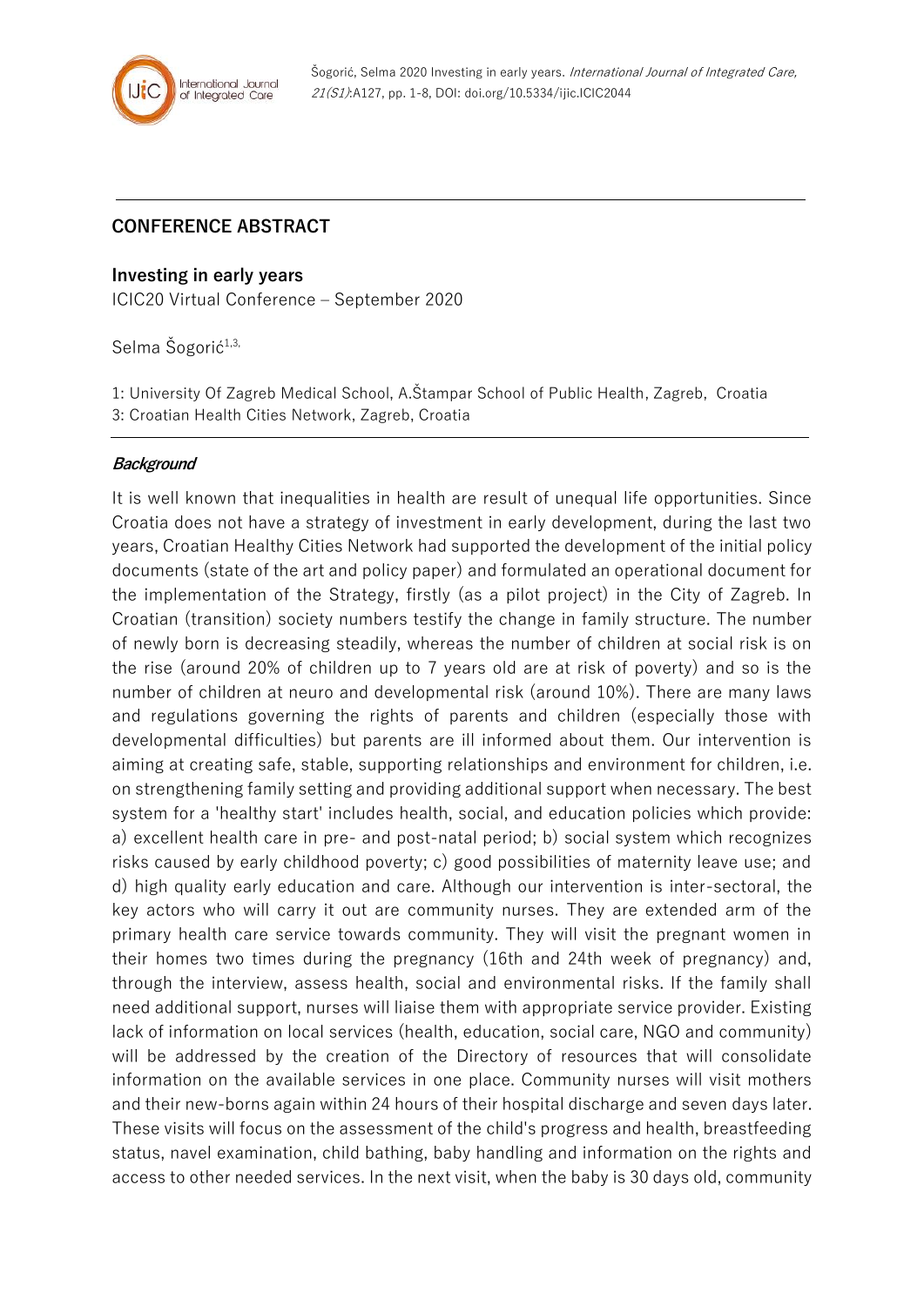Šogorić, Selma 2020 Investing in early years. *International Journal of Integrated Care, 21(S1)*:A127, pp. 1-8, DOI: doi.org/10.5334/ijic.ICIC2044

## CONFERENCE ABSTRACT

### Investing in early years

ICIC20 Virtual Conference – September 2020

Selma Šogorić[1,3,]

1: University Of Zagreb Medical School, A.Štampar School of Public Health, Zagreb, Croatia
3: Croatian Health Cities Network, Zagreb, Croatia

#### *Background*

It is well known that inequalities in health are result of unequal life opportunities. Since Croatia does not have a strategy of investment in early development, during the last two years, Croatian Healthy Cities Network had supported the development of the initial policy documents (state of the art and policy paper) and formulated an operational document for the implementation of the Strategy, firstly (as a pilot project) in the City of Zagreb. In Croatian (transition) society numbers testify the change in family structure. The number of newly born is decreasing steadily, whereas the number of children at social risk is on the rise (around 20% of children up to 7 years old are at risk of poverty) and so is the number of children at neuro and developmental risk (around 10%). There are many laws and regulations governing the rights of parents and children (especially those with developmental difficulties) but parents are ill informed about them. Our intervention is aiming at creating safe, stable, supporting relationships and environment for children, i.e. on strengthening family setting and providing additional support when necessary. The best system for a 'healthy start' includes health, social, and education policies which provide: a) excellent health care in pre- and post-natal period; b) social system which recognizes risks caused by early childhood poverty; c) good possibilities of maternity leave use; and d) high quality early education and care. Although our intervention is inter-sectoral, the key actors who will carry it out are community nurses. They are extended arm of the primary health care service towards community. They will visit the pregnant women in their homes two times during the pregnancy (16th and 24th week of pregnancy) and, through the interview, assess health, social and environmental risks. If the family shall need additional support, nurses will liaise them with appropriate service provider. Existing lack of information on local services (health, education, social care, NGO and community) will be addressed by the creation of the Directory of resources that will consolidate information on the available services in one place. Community nurses will visit mothers and their new-borns again within 24 hours of their hospital discharge and seven days later. These visits will focus on the assessment of the child's progress and health, breastfeeding status, navel examination, child bathing, baby handling and information on the rights and access to other needed services. In the next visit, when the baby is 30 days old, community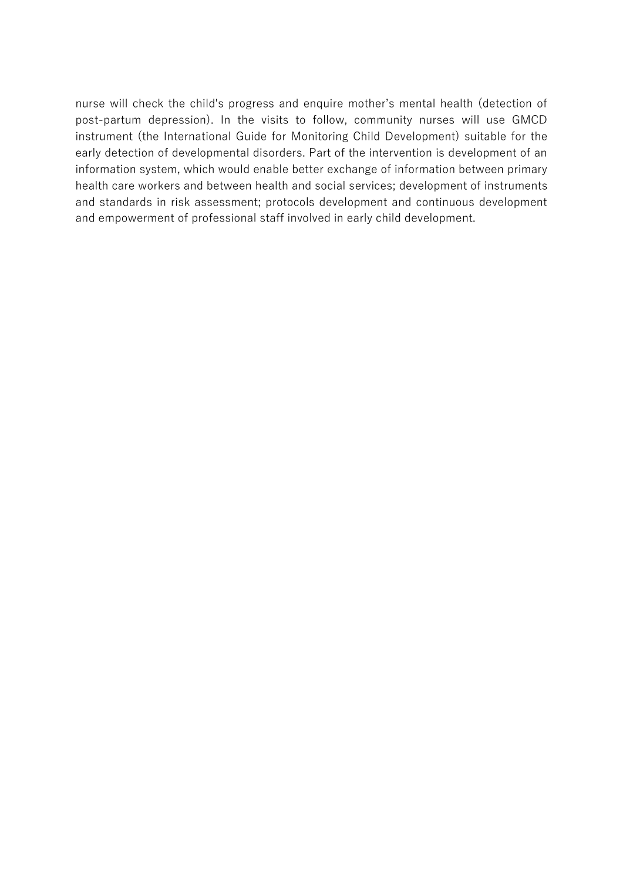nurse will check the child's progress and enquire mother's mental health (detection of post-partum depression). In the visits to follow, community nurses will use GMCD instrument (the International Guide for Monitoring Child Development) suitable for the early detection of developmental disorders. Part of the intervention is development of an information system, which would enable better exchange of information between primary health care workers and between health and social services; development of instruments and standards in risk assessment; protocols development and continuous development and empowerment of professional staff involved in early child development.